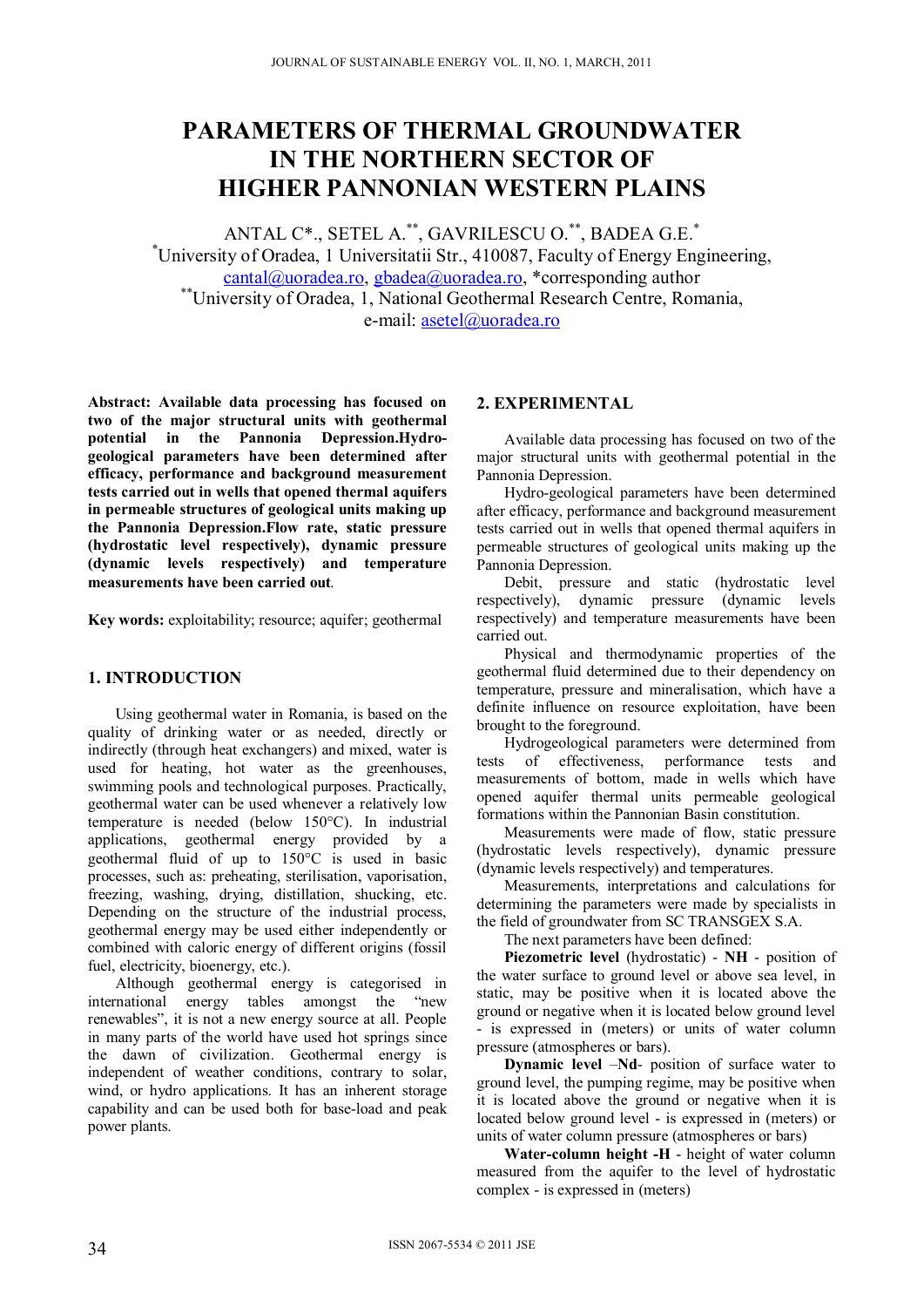# PARAMETERS OF THERMAL GROUNDWATER IN THE NORTHERN SECTOR OF HIGHER PANNONIAN WESTERN PLAINS

ANTAL C*., SETEL A.[**], GAVRILESCU O.[**], BADEA G.E.[*]

[*]University of Oradea, 1 Universitatii Str., 410087, Faculty of Energy Engineering, cantal@uoradea.ro, gbadea@uoradea.ro, *corresponding author

[**]University of Oradea, 1, National Geothermal Research Centre, Romania, e-mail: asetel@uoradea.ro

**Abstract: Available data processing has focused on two of the major structural units with geothermal potential in the Pannonia Depression.Hydro-geological parameters have been determined after efficacy, performance and background measurement tests carried out in wells that opened thermal aquifers in permeable structures of geological units making up the Pannonia Depression.Flow rate, static pressure (hydrostatic level respectively), dynamic pressure (dynamic levels respectively) and temperature measurements have been carried out.**

**Key words:** exploitability; resource; aquifer; geothermal

## 1. INTRODUCTION

Using geothermal water in Romania, is based on the quality of drinking water or as needed, directly or indirectly (through heat exchangers) and mixed, water is used for heating, hot water as the greenhouses, swimming pools and technological purposes. Practically, geothermal water can be used whenever a relatively low temperature is needed (below 150°C). In industrial applications, geothermal energy provided by a geothermal fluid of up to 150°C is used in basic processes, such as: preheating, sterilisation, vaporisation, freezing, washing, drying, distillation, shucking, etc. Depending on the structure of the industrial process, geothermal energy may be used either independently or combined with caloric energy of different origins (fossil fuel, electricity, bioenergy, etc.).

Although geothermal energy is categorised in international energy tables amongst the "new renewables", it is not a new energy source at all. People in many parts of the world have used hot springs since the dawn of civilization. Geothermal energy is independent of weather conditions, contrary to solar, wind, or hydro applications. It has an inherent storage capability and can be used both for base-load and peak power plants.

## 2. EXPERIMENTAL

Available data processing has focused on two of the major structural units with geothermal potential in the Pannonia Depression.

Hydro-geological parameters have been determined after efficacy, performance and background measurement tests carried out in wells that opened thermal aquifers in permeable structures of geological units making up the Pannonia Depression.

Debit, pressure and static (hydrostatic level respectively), dynamic pressure (dynamic levels respectively) and temperature measurements have been carried out.

Physical and thermodynamic properties of the geothermal fluid determined due to their dependency on temperature, pressure and mineralisation, which have a definite influence on resource exploitation, have been brought to the foreground.

Hydrogeological parameters were determined from tests of effectiveness, performance tests and measurements of bottom, made in wells which have opened aquifer thermal units permeable geological formations within the Pannonian Basin constitution.

Measurements were made of flow, static pressure (hydrostatic levels respectively), dynamic pressure (dynamic levels respectively) and temperatures.

Measurements, interpretations and calculations for determining the parameters were made by specialists in the field of groundwater from SC TRANSGEX S.A.

The next parameters have been defined:

**Piezometric level** (hydrostatic) - **NH** - position of the water surface to ground level or above sea level, in static, may be positive when it is located above the ground or negative when it is located below ground level - is expressed in (meters) or units of water column pressure (atmospheres or bars).

**Dynamic level** –**Nd**- position of surface water to ground level, the pumping regime, may be positive when it is located above the ground or negative when it is located below ground level - is expressed in (meters) or units of water column pressure (atmospheres or bars)

**Water-column height -H** - height of water column measured from the aquifer to the level of hydrostatic complex - is expressed in (meters)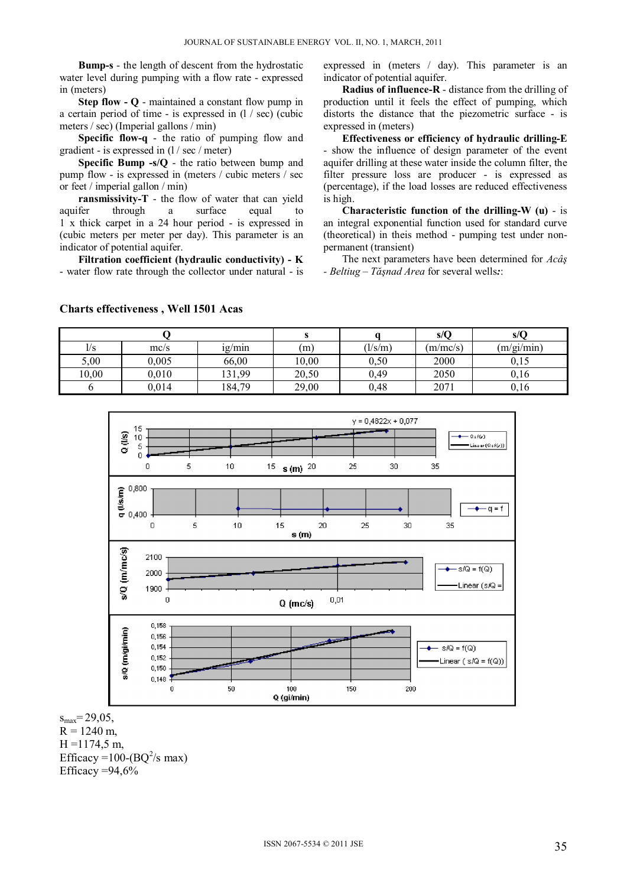**Bump-s** - the length of descent from the hydrostatic water level during pumping with a flow rate - expressed in (meters)

**Step flow - Q** - maintained a constant flow pump in a certain period of time - is expressed in (l / sec) (cubic meters / sec) (Imperial gallons / min)

**Specific flow-q** - the ratio of pumping flow and gradient - is expressed in (l / sec / meter)

**Specific Bump -s/Q** - the ratio between bump and pump flow - is expressed in (meters / cubic meters / sec or feet / imperial gallon / min)

**ransmissivity-T** - the flow of water that can yield aquifer through a surface equal to 1 x thick carpet in a 24 hour period - is expressed in (cubic meters per meter per day). This parameter is an indicator of potential aquifer.

**Filtration coefficient (hydraulic conductivity) - K** - water flow rate through the collector under natural - is expressed in (meters / day). This parameter is an indicator of potential aquifer.

**Radius of influence-R** - distance from the drilling of production until it feels the effect of pumping, which distorts the distance that the piezometric surface - is expressed in (meters)

**Effectiveness or efficiency of hydraulic drilling-E** - show the influence of design parameter of the event aquifer drilling at these water inside the column filter, the filter pressure loss are producer - is expressed as (percentage), if the load losses are reduced effectiveness is high.

**Characteristic function of the drilling-W (u)** - is an integral exponential function used for standard curve (theoretical) in theis method - pumping test under non-permanent (transient)

The next parameters have been determined for *Acâş - Beltiug – Tăşnad Area* for several wells*:*

**Charts effectiveness , Well 1501 Acas**

| Q | | | s | q | s/Q | s/Q |
|---|---|---|---|---|---|---|
| l/s | mc/s | ig/min | (m) | (l/s/m) | (m/mc/s) | (m/gi/min) |
| 5,00 | 0,005 | 66,00 | 10,00 | 0,50 | 2000 | 0,15 |
| 10,00 | 0,010 | 131,99 | 20,50 | 0,49 | 2050 | 0,16 |
| 6 | 0,014 | 184,79 | 29,00 | 0,48 | 2071 | 0,16 |

y = 0,4822x + 0,077
Q (l/s)
s (m)
Q = f(s)
Linear (Q = f(s))
q (l/s/m)
s (m)
q = f
s/Q (m/mc/s)
Q (mc/s)
s/Q = f(Q)
Linear (s/Q =
s/Q (m/gi/min)
Q (gi/min)
s/Q = f(Q)
Linear ( s/Q = f(Q))

$s_{max}$=29,05,
R = 1240 m,
H =1174,5 m,
Efficacy =100-(BQ$^2$/s max)
Efficacy =94,6%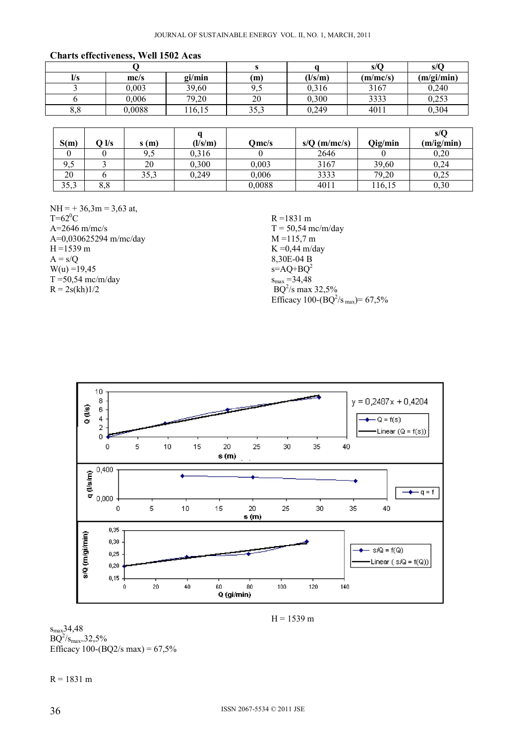**Charts effectiveness, Well 1502 Acas**

| Q | | | s | q | s/Q | s/Q |
|---|---|---|---|---|---|---|
| l/s | mc/s | gi/min | (m) | (l/s/m) | (m/mc/s) | (m/gi/min) |
| 3 | 0,003 | 39,60 | 9,5 | 0,316 | 3167 | 0,240 |
| 6 | 0,006 | 79,20 | 20 | 0,300 | 3333 | 0,253 |
| 8,8 | 0,0088 | 116,15 | 35,3 | 0,249 | 4011 | 0,304 |

| S(m) | Q l/s | s (m) | q (l/s/m) | Qmc/s | s/Q (m/mc/s) | Qig/min | s/Q (m/ig/min) |
|---|---|---|---|---|---|---|---|
| 0 | 0 | 9,5 | 0,316 | 0 | 2646 | 0 | 0,20 |
| 9,5 | 3 | 20 | 0,300 | 0,003 | 3167 | 39,60 | 0,24 |
| 20 | 6 | 35,3 | 0,249 | 0,006 | 3333 | 79,20 | 0,25 |
| 35,3 | 8,8 | | | 0,0088 | 4011 | 116,15 | 0,30 |

NH = + 36,3m = 3,63 at,
$T=62^0C$
A=2646 m/mc/s
A=0,030625294 m/mc/day
H =1539 m
A = s/Q
W(u) =19,45
T =50,54 mc/m/day
R = 2s(kh)1/2

R =1831 m
T = 50,54 mc/m/day
M =115,7 m
K =0,44 m/day
8,30E-04 B
$s=AQ+BQ^2$
$s_{max}$ =34,48
$BQ^2/s$ max 32,5%
Efficacy $100-(BQ^2/s_{max})$= 67,5%

10
8
6
4
2
0
Q (l/s)
0 5 10 15 20 25 30 35 40
s (m)
y = 0,2487x + 0,4204
Q = f(s)
Linear (Q = f(s))

0,400
q (l/s/m)
0,000
0 5 10 15 20 25 30 35 40
s (m)
q = f

0,35
0,30
0,25
0,20
0,15
s/Q (m/gi/min)
0 20 40 60 80 100 120 140
Q (gi/min)
s/Q = f(Q)
Linear ( s/Q = f(Q))

H = 1539 m

$s_{max}$34,48
$BQ^2/s_{max=}$32,5%
Efficacy 100-(BQ2/s max) = 67,5%

R = 1831 m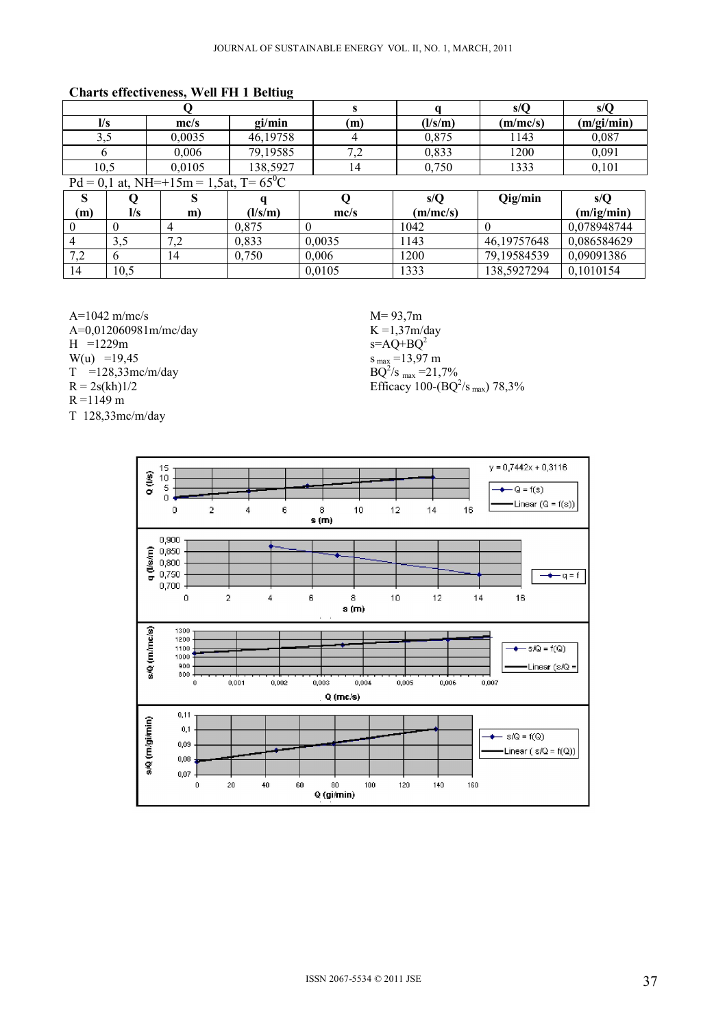**Charts effectiveness, Well FH 1 Beltiug**

| Q | | | s | q | s/Q | s/Q |
|---|---|---|---|---|---|---|
| l/s | mc/s | gi/min | (m) | (l/s/m) | (m/mc/s) | (m/gi/min) |
| 3,5 | 0,0035 | 46,19758 | 4 | 0,875 | 1143 | 0,087 |
| 6 | 0,006 | 79,19585 | 7,2 | 0,833 | 1200 | 0,091 |
| 10,5 | 0,0105 | 138,5927 | 14 | 0,750 | 1333 | 0,101 |

Pd = 0,1 at, NH=+15m = 1,5at, T= $65^0$C

| S (m) | Q l/s | S m) | q (l/s/m) | Q mc/s | s/Q (m/mc/s) | Qig/min | s/Q (m/ig/min) |
|---|---|---|---|---|---|---|---|
| 0 | 0 | 4 | 0,875 | 0 | 1042 | 0 | 0,078948744 |
| 4 | 3,5 | 7,2 | 0,833 | 0,0035 | 1143 | 46,19757648 | 0,086584629 |
| 7,2 | 6 | 14 | 0,750 | 0,006 | 1200 | 79,19584539 | 0,09091386 |
| 14 | 10,5 | | | 0,0105 | 1333 | 138,5927294 | 0,1010154 |

A=1042 m/mc/s
A=0,012060981m/mc/day
H =1229m
W(u) =19,45
T =128,33mc/m/day
R = 2s(kh)1/2
R =1149 m
T 128,33mc/m/day

M= 93,7m
K =1,37m/day
$s=AQ+BQ^2$
$s_{max}$ =13,97 m
$BQ^2/s_{max}$ =21,7%
Efficacy $100-(BQ^2/s_{max})$ 78,3%

y = 0,7442x + 0,3116
Q (l/s)
s (m)
Q = f(s)
Linear (Q = f(s))
q (l/s/m)
s (m)
q = f
s/Q (m/mc/s)
Q (mc/s)
s/Q = f(Q)
Linear (s/Q =
s/Q (m/gi/min)
Q (gi/min)
s/Q = f(Q)
Linear ( s/Q = f(Q))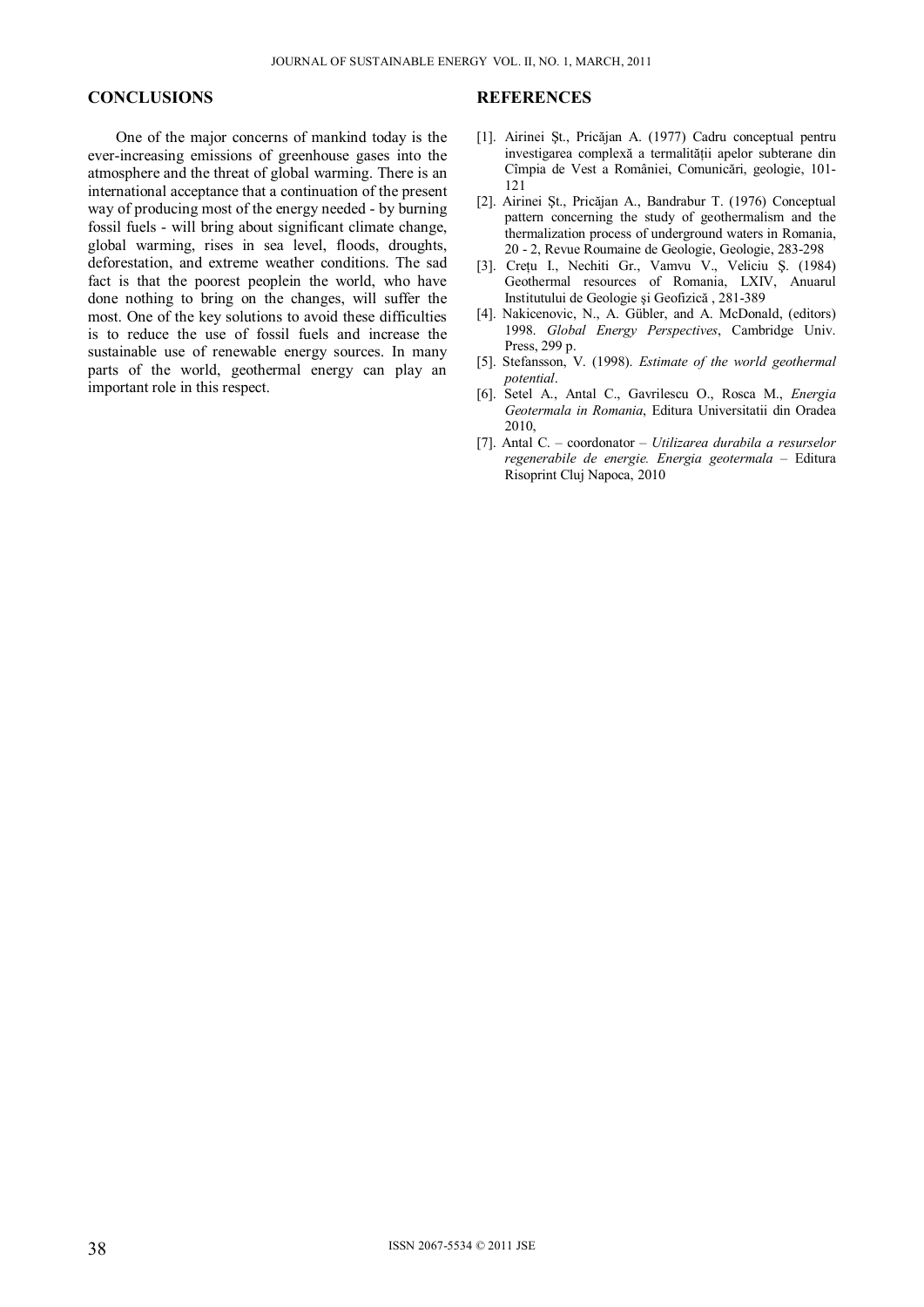## CONCLUSIONS

One of the major concerns of mankind today is the ever-increasing emissions of greenhouse gases into the atmosphere and the threat of global warming. There is an international acceptance that a continuation of the present way of producing most of the energy needed - by burning fossil fuels - will bring about significant climate change, global warming, rises in sea level, floods, droughts, deforestation, and extreme weather conditions. The sad fact is that the poorest peoplein the world, who have done nothing to bring on the changes, will suffer the most. One of the key solutions to avoid these difficulties is to reduce the use of fossil fuels and increase the sustainable use of renewable energy sources. In many parts of the world, geothermal energy can play an important role in this respect.

## REFERENCES

[1]. Airinei Şt., Pricăjan A. (1977) Cadru conceptual pentru investigarea complexă a termalităţii apelor subterane din Cîmpia de Vest a României, Comunicări, geologie, 101-121

[2]. Airinei Şt., Pricăjan A., Bandrabur T. (1976) Conceptual pattern concerning the study of geothermalism and the thermalization process of underground waters in Romania, 20 - 2, Revue Roumaine de Geologie, Geologie, 283-298

[3]. Creţu I., Nechiti Gr., Vamvu V., Veliciu Ş. (1984) Geothermal resources of Romania, LXIV, Anuarul Institutului de Geologie şi Geofizică , 281-389

[4]. Nakicenovic, N., A. Gübler, and A. McDonald, (editors) 1998. *Global Energy Perspectives*, Cambridge Univ. Press, 299 p.

[5]. Stefansson, V. (1998). *Estimate of the world geothermal potential*.

[6]. Setel A., Antal C., Gavrilescu O., Rosca M., *Energia Geotermala in Romania*, Editura Universitatii din Oradea 2010,

[7]. Antal C. – coordonator – *Utilizarea durabila a resurselor regenerabile de energie. Energia geotermala* – Editura Risoprint Cluj Napoca, 2010